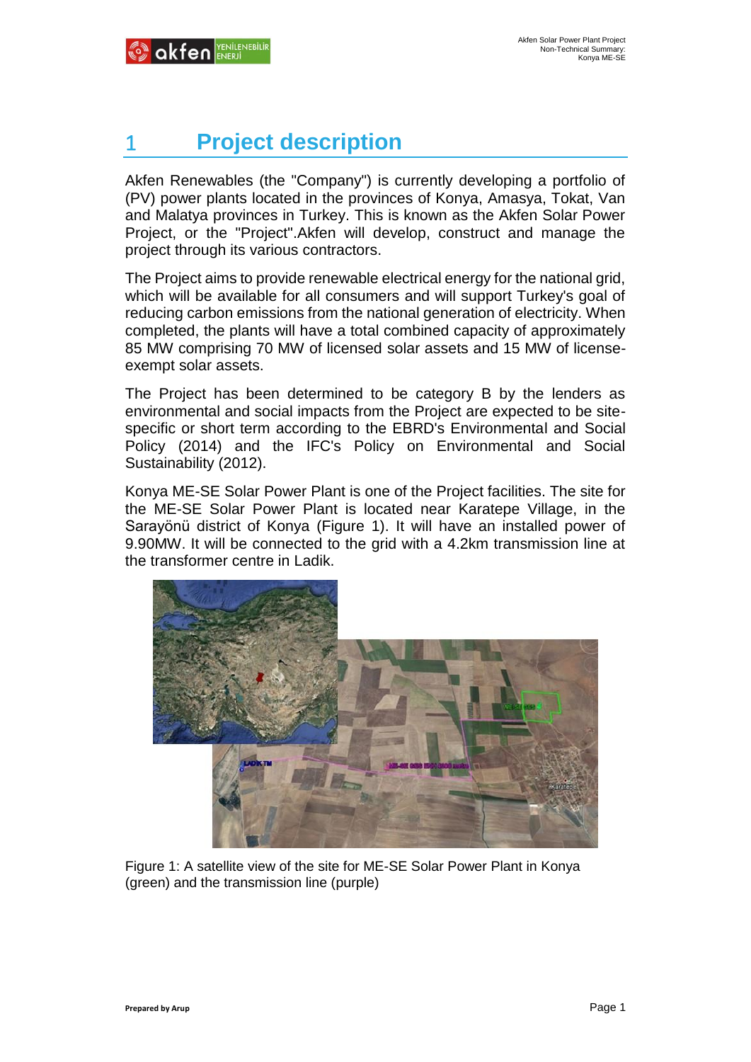# 1 Project description

Akfen Renewables (the "Company") is currently developing a portfolio of (PV) power plants located in the provinces of Konya, Amasya, Tokat, Van and Malatya provinces in Turkey. This is known as the Akfen Solar Power Project, or the "Project".Akfen will develop, construct and manage the project through its various contractors.

The Project aims to provide renewable electrical energy for the national grid, which will be available for all consumers and will support Turkey's goal of reducing carbon emissions from the national generation of electricity. When completed, the plants will have a total combined capacity of approximately 85 MW comprising 70 MW of licensed solar assets and 15 MW of license-exempt solar assets.

The Project has been determined to be category B by the lenders as environmental and social impacts from the Project are expected to be site-specific or short term according to the EBRD's Environmental and Social Policy (2014) and the IFC's Policy on Environmental and Social Sustainability (2012).

Konya ME-SE Solar Power Plant is one of the Project facilities. The site for the ME-SE Solar Power Plant is located near Karatepe Village, in the Sarayönü district of Konya (Figure 1). It will have an installed power of 9.90MW. It will be connected to the grid with a 4.2km transmission line at the transformer centre in Ladik.

Figure 1: A satellite view of the site for ME-SE Solar Power Plant in Konya (green) and the transmission line (purple)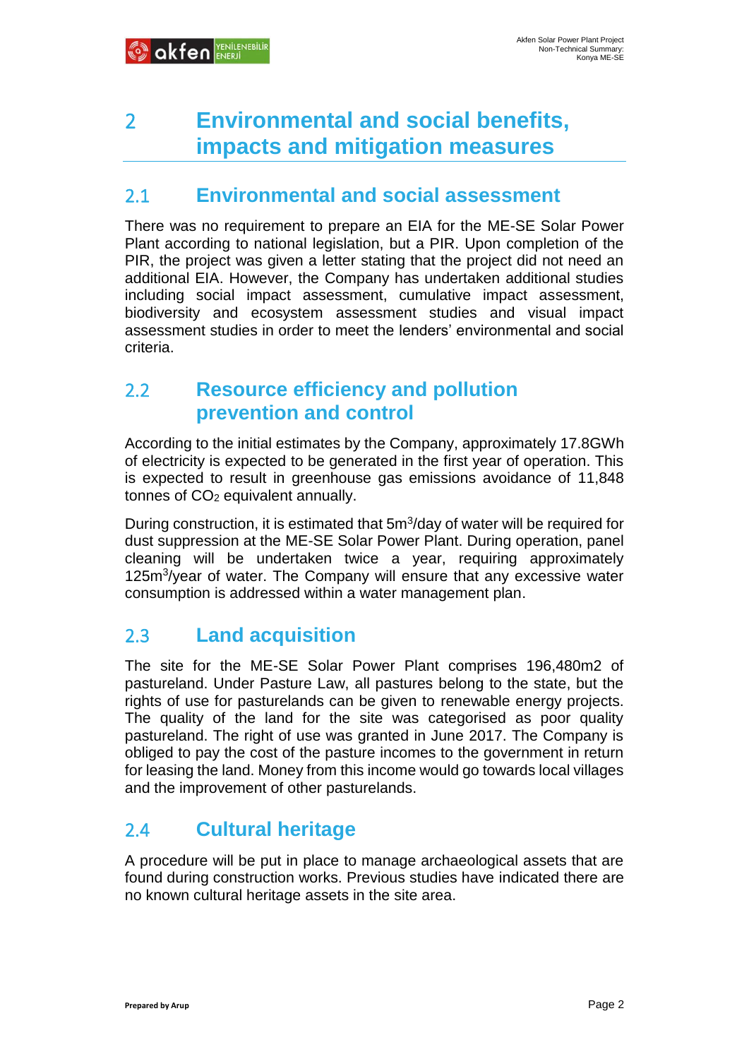# 2 Environmental and social benefits, impacts and mitigation measures

## 2.1 Environmental and social assessment

There was no requirement to prepare an EIA for the ME-SE Solar Power Plant according to national legislation, but a PIR. Upon completion of the PIR, the project was given a letter stating that the project did not need an additional EIA. However, the Company has undertaken additional studies including social impact assessment, cumulative impact assessment, biodiversity and ecosystem assessment studies and visual impact assessment studies in order to meet the lenders' environmental and social criteria.

## 2.2 Resource efficiency and pollution prevention and control

According to the initial estimates by the Company, approximately 17.8GWh of electricity is expected to be generated in the first year of operation. This is expected to result in greenhouse gas emissions avoidance of 11,848 tonnes of $CO_2$ equivalent annually.

During construction, it is estimated that 5$m^3$/day of water will be required for dust suppression at the ME-SE Solar Power Plant. During operation, panel cleaning will be undertaken twice a year, requiring approximately 125$m^3$/year of water. The Company will ensure that any excessive water consumption is addressed within a water management plan.

## 2.3 Land acquisition

The site for the ME-SE Solar Power Plant comprises 196,480m2 of pastureland. Under Pasture Law, all pastures belong to the state, but the rights of use for pasturelands can be given to renewable energy projects. The quality of the land for the site was categorised as poor quality pastureland. The right of use was granted in June 2017. The Company is obliged to pay the cost of the pasture incomes to the government in return for leasing the land. Money from this income would go towards local villages and the improvement of other pasturelands.

## 2.4 Cultural heritage

A procedure will be put in place to manage archaeological assets that are found during construction works. Previous studies have indicated there are no known cultural heritage assets in the site area.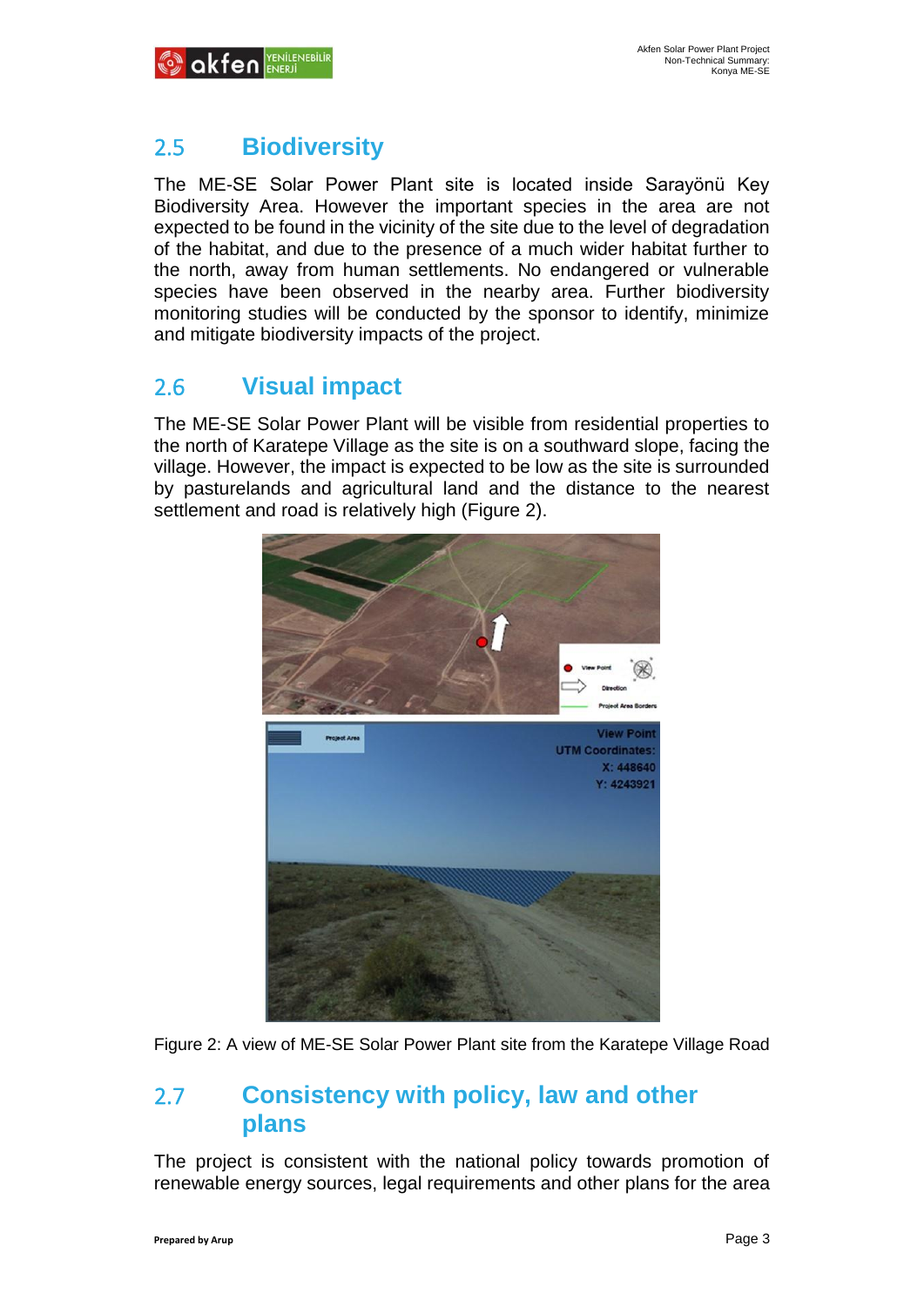## 2.5 Biodiversity

The ME-SE Solar Power Plant site is located inside Sarayönü Key Biodiversity Area. However the important species in the area are not expected to be found in the vicinity of the site due to the level of degradation of the habitat, and due to the presence of a much wider habitat further to the north, away from human settlements. No endangered or vulnerable species have been observed in the nearby area. Further biodiversity monitoring studies will be conducted by the sponsor to identify, minimize and mitigate biodiversity impacts of the project.

## 2.6 Visual impact

The ME-SE Solar Power Plant will be visible from residential properties to the north of Karatepe Village as the site is on a southward slope, facing the village. However, the impact is expected to be low as the site is surrounded by pasturelands and agricultural land and the distance to the nearest settlement and road is relatively high (Figure 2).

Figure 2: A view of ME-SE Solar Power Plant site from the Karatepe Village Road

## 2.7 Consistency with policy, law and other plans

The project is consistent with the national policy towards promotion of renewable energy sources, legal requirements and other plans for the area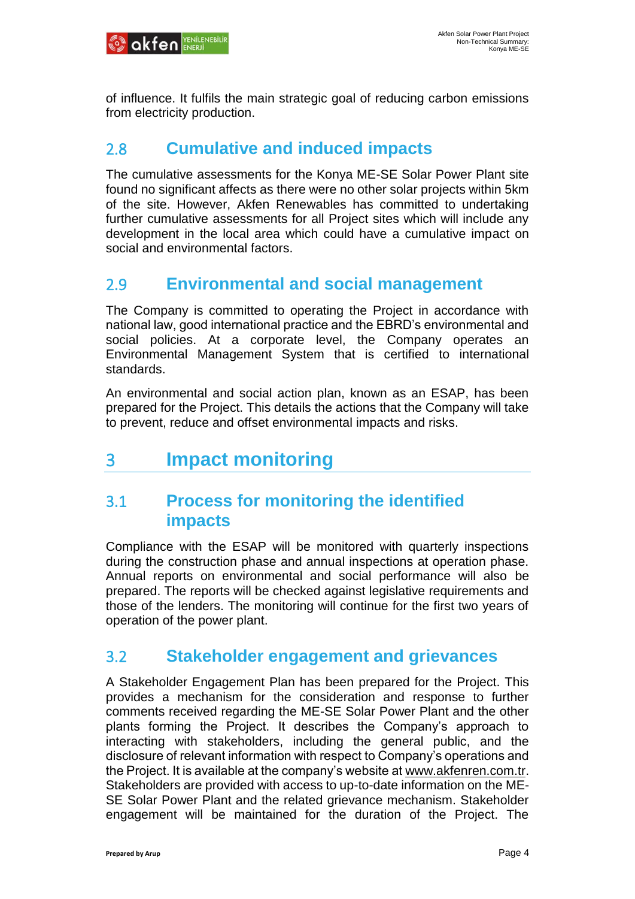of influence. It fulfils the main strategic goal of reducing carbon emissions from electricity production.

## 2.8 Cumulative and induced impacts

The cumulative assessments for the Konya ME-SE Solar Power Plant site found no significant affects as there were no other solar projects within 5km of the site. However, Akfen Renewables has committed to undertaking further cumulative assessments for all Project sites which will include any development in the local area which could have a cumulative impact on social and environmental factors.

## 2.9 Environmental and social management

The Company is committed to operating the Project in accordance with national law, good international practice and the EBRD's environmental and social policies. At a corporate level, the Company operates an Environmental Management System that is certified to international standards.

An environmental and social action plan, known as an ESAP, has been prepared for the Project. This details the actions that the Company will take to prevent, reduce and offset environmental impacts and risks.

# 3 Impact monitoring

## 3.1 Process for monitoring the identified impacts

Compliance with the ESAP will be monitored with quarterly inspections during the construction phase and annual inspections at operation phase. Annual reports on environmental and social performance will also be prepared. The reports will be checked against legislative requirements and those of the lenders. The monitoring will continue for the first two years of operation of the power plant.

## 3.2 Stakeholder engagement and grievances

A Stakeholder Engagement Plan has been prepared for the Project. This provides a mechanism for the consideration and response to further comments received regarding the ME-SE Solar Power Plant and the other plants forming the Project. It describes the Company's approach to interacting with stakeholders, including the general public, and the disclosure of relevant information with respect to Company's operations and the Project. It is available at the company's website at www.akfenren.com.tr. Stakeholders are provided with access to up-to-date information on the ME-SE Solar Power Plant and the related grievance mechanism. Stakeholder engagement will be maintained for the duration of the Project. The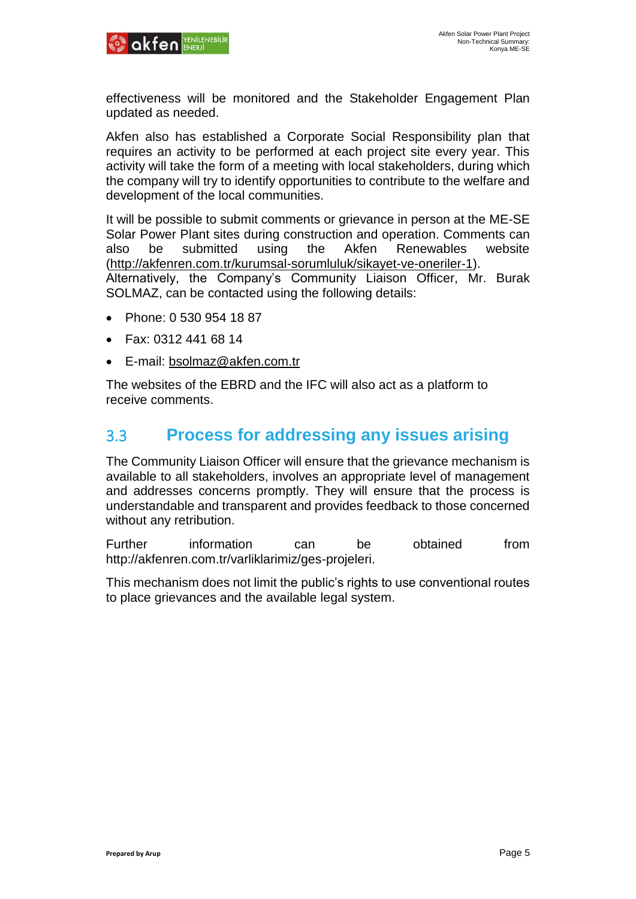effectiveness will be monitored and the Stakeholder Engagement Plan updated as needed.

Akfen also has established a Corporate Social Responsibility plan that requires an activity to be performed at each project site every year. This activity will take the form of a meeting with local stakeholders, during which the company will try to identify opportunities to contribute to the welfare and development of the local communities.

It will be possible to submit comments or grievance in person at the ME-SE Solar Power Plant sites during construction and operation. Comments can also be submitted using the Akfen Renewables website (http://akfenren.com.tr/kurumsal-sorumluluk/sikayet-ve-oneriler-1). Alternatively, the Company's Community Liaison Officer, Mr. Burak SOLMAZ, can be contacted using the following details:

- Phone: 0 530 954 18 87
- Fax: 0312 441 68 14
- E-mail: bsolmaz@akfen.com.tr

The websites of the EBRD and the IFC will also act as a platform to receive comments.

## 3.3 Process for addressing any issues arising

The Community Liaison Officer will ensure that the grievance mechanism is available to all stakeholders, involves an appropriate level of management and addresses concerns promptly. They will ensure that the process is understandable and transparent and provides feedback to those concerned without any retribution.

Further information can be obtained from http://akfenren.com.tr/varliklarimiz/ges-projeleri.

This mechanism does not limit the public's rights to use conventional routes to place grievances and the available legal system.